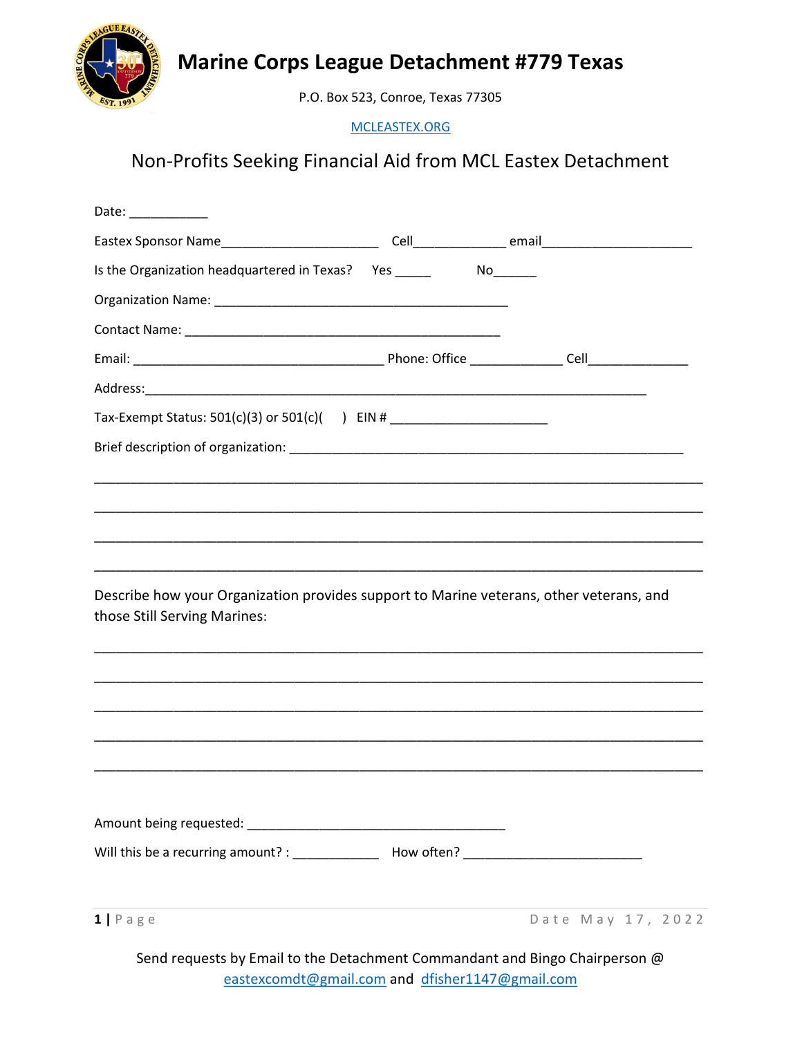# Marine Corps League Detachment #779 Texas

P.O. Box 523, Conroe, Texas 77305

MCLEASTEX.ORG

## Non-Profits Seeking Financial Aid from MCL Eastex Detachment

Date: ___________

Eastex Sponsor Name_____________________ Cell____________ email____________________

Is the Organization headquartered in Texas? Yes _____ No______

Organization Name: ________________________________________

Contact Name: ___________________________________________

Email: __________________________________ Phone: Office _____________ Cell______________

Address:______________________________________________________________________

Tax-Exempt Status: 501(c)(3) or 501(c)(   ) EIN # _____________________

Brief description of organization: ______________________________________________________

__________________________________________________________________________________

__________________________________________________________________________________

__________________________________________________________________________________

__________________________________________________________________________________

Describe how your Organization provides support to Marine veterans, other veterans, and those Still Serving Marines:

__________________________________________________________________________________

__________________________________________________________________________________

__________________________________________________________________________________

__________________________________________________________________________________

__________________________________________________________________________________

Amount being requested: ___________________________________

Will this be a recurring amount? : ___________ How often? _______________________

Date May 17, 2022

Send requests by Email to the Detachment Commandant and Bingo Chairperson @ eastexcomdt@gmail.com and dfisher1147@gmail.com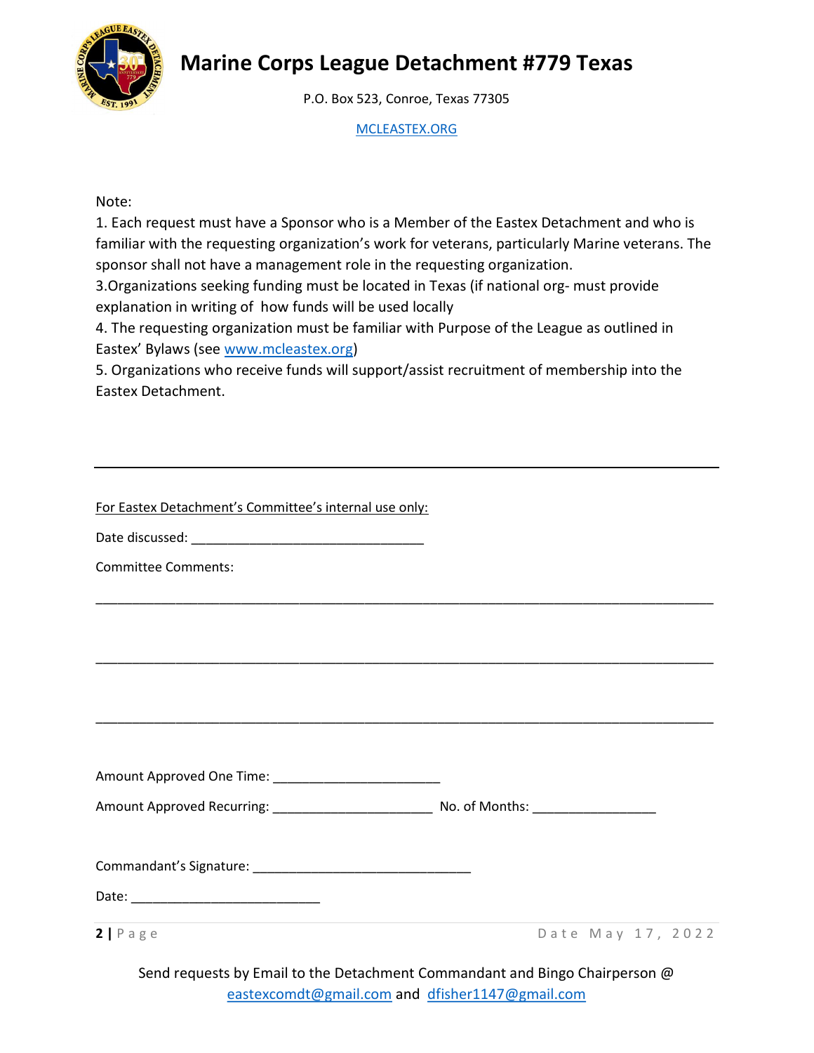# Marine Corps League Detachment #779 Texas

P.O. Box 523, Conroe, Texas 77305

[MCLEASTEX.ORG](http://MCLEASTEX.ORG)

Note:

1. Each request must have a Sponsor who is a Member of the Eastex Detachment and who is familiar with the requesting organization's work for veterans, particularly Marine veterans. The sponsor shall not have a management role in the requesting organization.

3.Organizations seeking funding must be located in Texas (if national org- must provide explanation in writing of how funds will be used locally

4. The requesting organization must be familiar with Purpose of the League as outlined in Eastex' Bylaws (see [www.mcleastex.org](http://www.mcleastex.org))

5. Organizations who receive funds will support/assist recruitment of membership into the Eastex Detachment.

---

For Eastex Detachment's Committee's internal use only:

Date discussed: ________________________________

Committee Comments:

_______________________________________________________________________________

_______________________________________________________________________________

_______________________________________________________________________________

Amount Approved One Time: ______________________

Amount Approved Recurring: ______________________ No. of Months: ________________

Commandant's Signature: ______________________________

Date: __________________________

Send requests by Email to the Detachment Commandant and Bingo Chairperson @ [eastexcomdt@gmail.com](mailto:eastexcomdt@gmail.com) and [dfisher1147@gmail.com](mailto:dfisher1147@gmail.com)